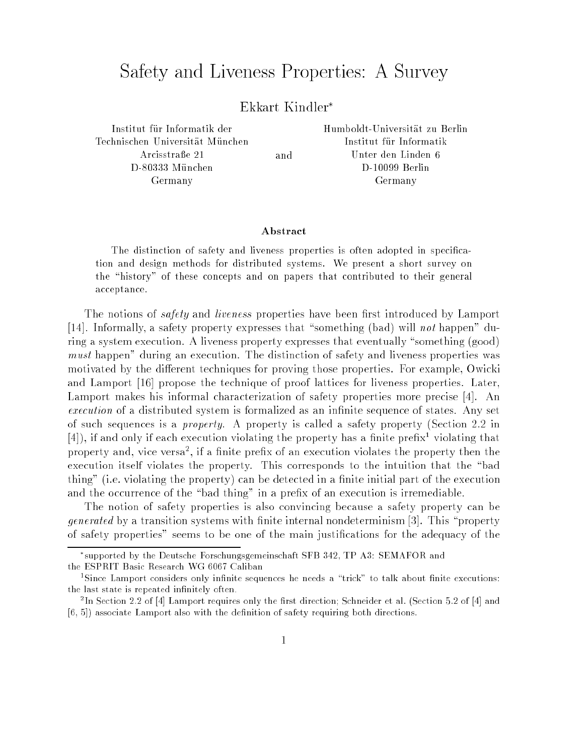# Safety and Liveness Properties: A Survey

Ekkart Kindler*

Institut für Informatik der
Technischen Universität München
Arcisstraße 21
D-80333 München
Germany

and

Humboldt-Universität zu Berlin
Institut für Informatik
Unter den Linden 6
D-10099 Berlin
Germany

### Abstract

The distinction of safety and liveness properties is often adopted in specification and design methods for distributed systems. We present a short survey on the "history" of these concepts and on papers that contributed to their general acceptance.

The notions of *safety* and *liveness* properties have been first introduced by Lamport [14]. Informally, a safety property expresses that "something (bad) will *not* happen" during a system execution. A liveness property expresses that eventually "something (good) *must* happen" during an execution. The distinction of safety and liveness properties was motivated by the different techniques for proving those properties. For example, Owicki and Lamport [16] propose the technique of proof lattices for liveness properties. Later, Lamport makes his informal characterization of safety properties more precise [4]. An *execution* of a distributed system is formalized as an infinite sequence of states. Any set of such sequences is a *property*. A property is called a safety property (Section 2.2 in [4]), if and only if each execution violating the property has a finite prefix[1] violating that property and, vice versa[2], if a finite prefix of an execution violates the property then the execution itself violates the property. This corresponds to the intuition that the "bad thing" (i.e. violating the property) can be detected in a finite initial part of the execution and the occurrence of the "bad thing" in a prefix of an execution is irremediable.

The notion of safety properties is also convincing because a safety property can be *generated* by a transition systems with finite internal nondeterminism [3]. This "property of safety properties" seems to be one of the main justifications for the adequacy of the

---

*supported by the Deutsche Forschungsgemeinschaft SFB 342, TP A3: SEMAFOR and the ESPRIT Basic Research WG 6067 Caliban

[1] Since Lamport considers only infinite sequences he needs a "trick" to talk about finite executions: the last state is repeated infinitely often.

[2] In Section 2.2 of [4] Lamport requires only the first direction; Schneider et al. (Section 5.2 of [4] and [6, 5]) associate Lamport also with the definition of safety requiring both directions.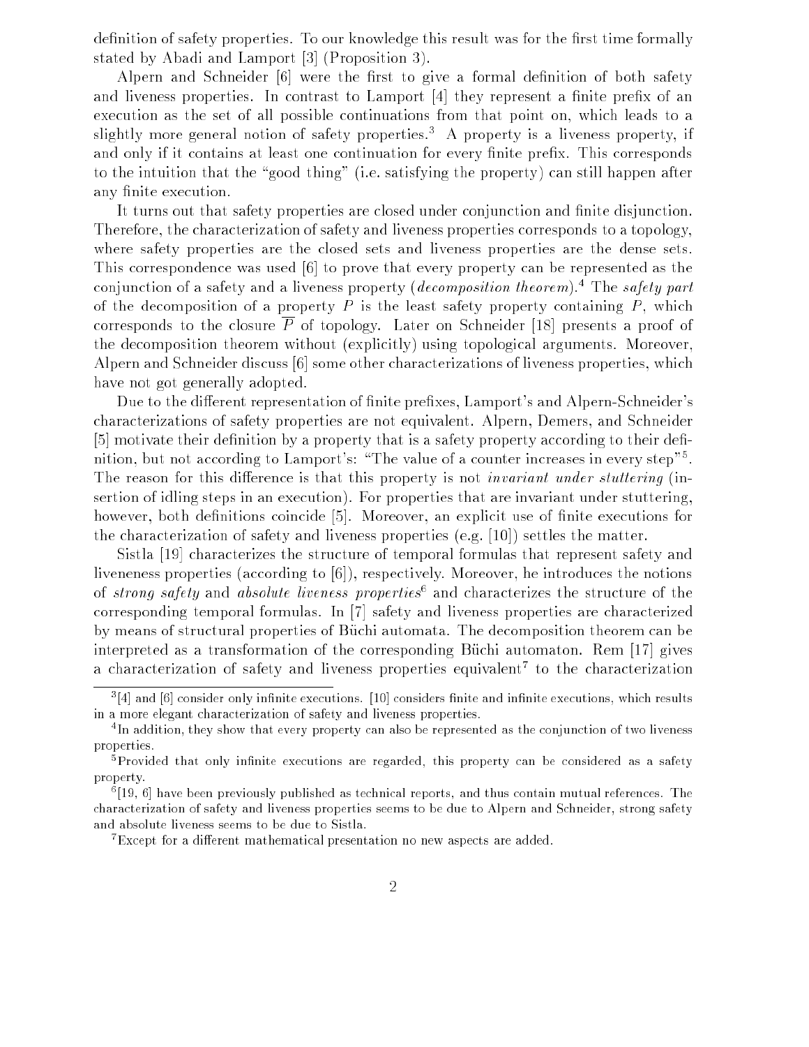definition of safety properties. To our knowledge this result was for the first time formally stated by Abadi and Lamport [3] (Proposition 3).

Alpern and Schneider [6] were the first to give a formal definition of both safety and liveness properties. In contrast to Lamport [4] they represent a finite prefix of an execution as the set of all possible continuations from that point on, which leads to a slightly more general notion of safety properties.[3] A property is a liveness property, if and only if it contains at least one continuation for every finite prefix. This corresponds to the intuition that the "good thing" (i.e. satisfying the property) can still happen after any finite execution.

It turns out that safety properties are closed under conjunction and finite disjunction. Therefore, the characterization of safety and liveness properties corresponds to a topology, where safety properties are the closed sets and liveness properties are the dense sets. This correspondence was used [6] to prove that every property can be represented as the conjunction of a safety and a liveness property (*decomposition theorem*).[4] The *safety part* of the decomposition of a property $P$ is the least safety property containing $P$, which corresponds to the closure $\overline{P}$ of topology. Later on Schneider [18] presents a proof of the decomposition theorem without (explicitly) using topological arguments. Moreover, Alpern and Schneider discuss [6] some other characterizations of liveness properties, which have not got generally adopted.

Due to the different representation of finite prefixes, Lamport's and Alpern-Schneider's characterizations of safety properties are not equivalent. Alpern, Demers, and Schneider [5] motivate their definition by a property that is a safety property according to their definition, but not according to Lamport's: "The value of a counter increases in every step"[5]. The reason for this difference is that this property is not *invariant under stuttering* (insertion of idling steps in an execution). For properties that are invariant under stuttering, however, both definitions coincide [5]. Moreover, an explicit use of finite executions for the characterization of safety and liveness properties (e.g. [10]) settles the matter.

Sistla [19] characterizes the structure of temporal formulas that represent safety and liveneness properties (according to [6]), respectively. Moreover, he introduces the notions of *strong safety* and *absolute liveness properties*[6] and characterizes the structure of the corresponding temporal formulas. In [7] safety and liveness properties are characterized by means of structural properties of Büchi automata. The decomposition theorem can be interpreted as a transformation of the corresponding Büchi automaton. Rem [17] gives a characterization of safety and liveness properties equivalent[7] to the characterization

---

[3] [4] and [6] consider only infinite executions. [10] considers finite and infinite executions, which results in a more elegant characterization of safety and liveness properties.

[4] In addition, they show that every property can also be represented as the conjunction of two liveness properties.

[5] Provided that only infinite executions are regarded, this property can be considered as a safety property.

[6] [19, 6] have been previously published as technical reports, and thus contain mutual references. The characterization of safety and liveness properties seems to be due to Alpern and Schneider, strong safety and absolute liveness seems to be due to Sistla.

[7] Except for a different mathematical presentation no new aspects are added.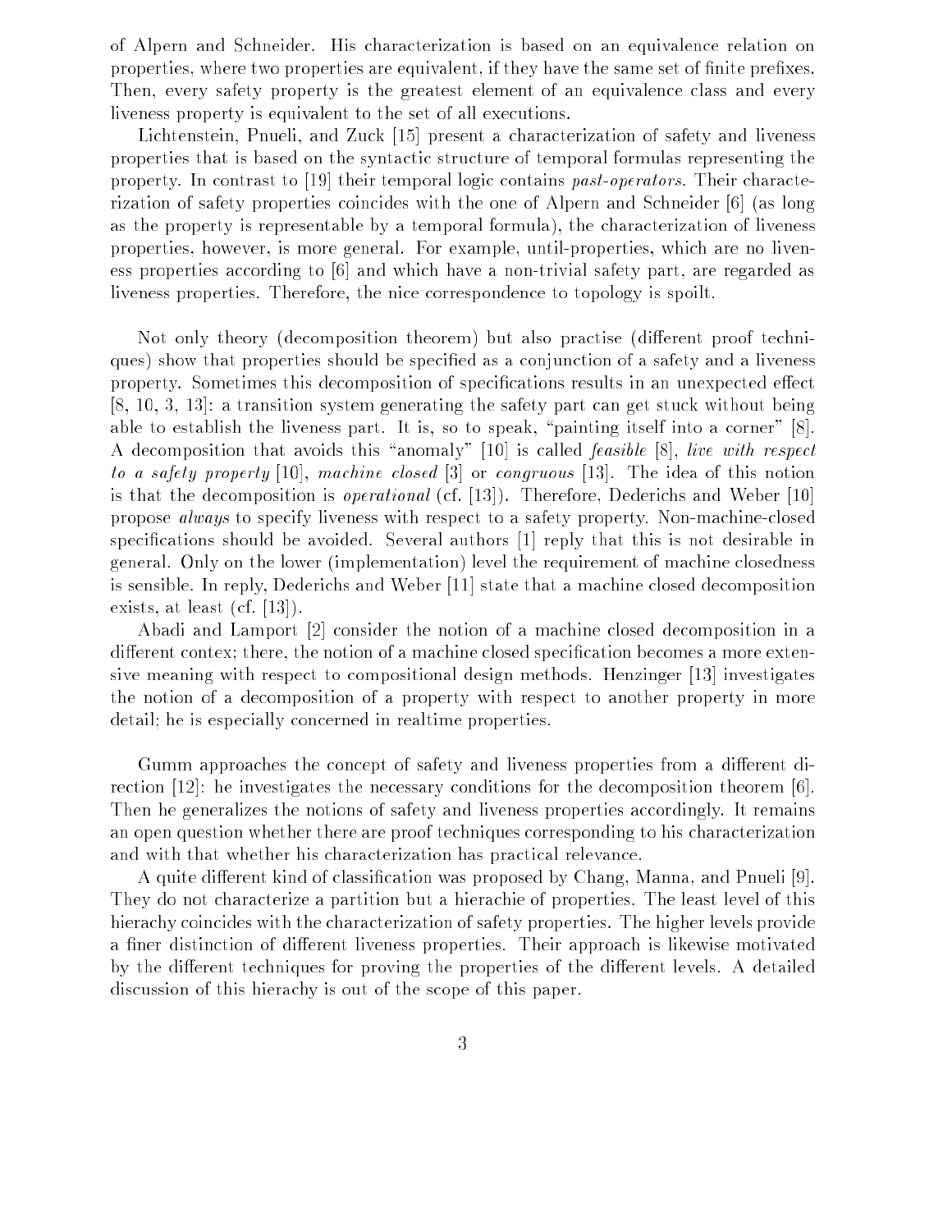of Alpern and Schneider. His characterization is based on an equivalence relation on properties, where two properties are equivalent, if they have the same set of finite prefixes. Then, every safety property is the greatest element of an equivalence class and every liveness property is equivalent to the set of all executions.

Lichtenstein, Pnueli, and Zuck [15] present a characterization of safety and liveness properties that is based on the syntactic structure of temporal formulas representing the property. In contrast to [19] their temporal logic contains *past-operators*. Their characterization of safety properties coincides with the one of Alpern and Schneider [6] (as long as the property is representable by a temporal formula), the characterization of liveness properties, however, is more general. For example, until-properties, which are no liveness properties according to [6] and which have a non-trivial safety part, are regarded as liveness properties. Therefore, the nice correspondence to topology is spoilt.

Not only theory (decomposition theorem) but also practise (different proof techniques) show that properties should be specified as a conjunction of a safety and a liveness property. Sometimes this decomposition of specifications results in an unexpected effect [8, 10, 3, 13]: a transition system generating the safety part can get stuck without being able to establish the liveness part. It is, so to speak, "painting itself into a corner" [8]. A decomposition that avoids this "anomaly" [10] is called *feasible* [8], *live with respect to a safety property* [10], *machine closed* [3] or *congruous* [13]. The idea of this notion is that the decomposition is *operational* (cf. [13]). Therefore, Dederichs and Weber [10] propose *always* to specify liveness with respect to a safety property. Non-machine-closed specifications should be avoided. Several authors [1] reply that this is not desirable in general. Only on the lower (implementation) level the requirement of machine closedness is sensible. In reply, Dederichs and Weber [11] state that a machine closed decomposition exists, at least (cf. [13]).

Abadi and Lamport [2] consider the notion of a machine closed decomposition in a different contex; there, the notion of a machine closed specification becomes a more extensive meaning with respect to compositional design methods. Henzinger [13] investigates the notion of a decomposition of a property with respect to another property in more detail; he is especially concerned in realtime properties.

Gumm approaches the concept of safety and liveness properties from a different direction [12]: he investigates the necessary conditions for the decomposition theorem [6]. Then he generalizes the notions of safety and liveness properties accordingly. It remains an open question whether there are proof techniques corresponding to his characterization and with that whether his characterization has practical relevance.

A quite different kind of classification was proposed by Chang, Manna, and Pnueli [9]. They do not characterize a partition but a hierachie of properties. The least level of this hierachy coincides with the characterization of safety properties. The higher levels provide a finer distinction of different liveness properties. Their approach is likewise motivated by the different techniques for proving the properties of the different levels. A detailed discussion of this hierachy is out of the scope of this paper.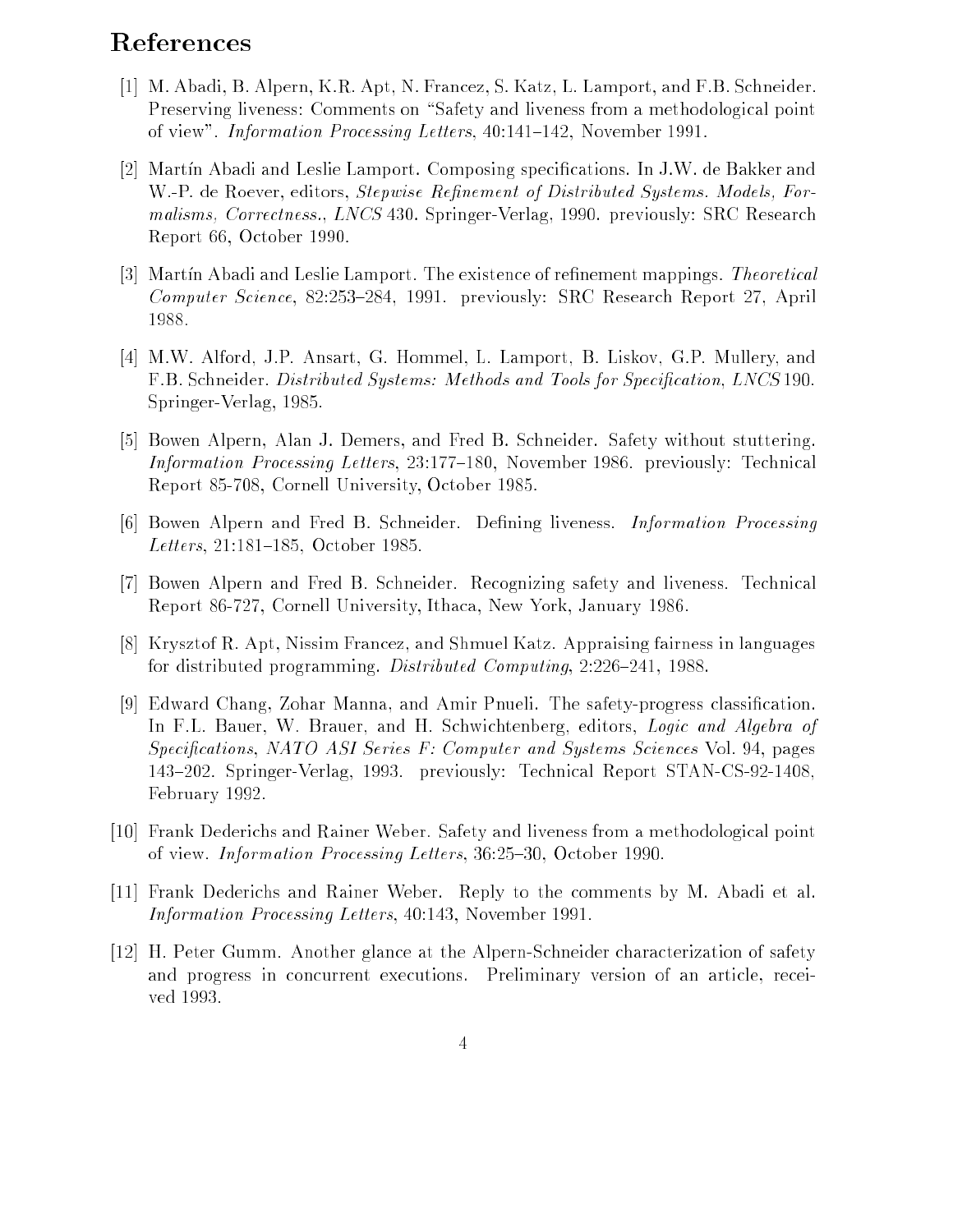## References

[1] M. Abadi, B. Alpern, K.R. Apt, N. Francez, S. Katz, L. Lamport, and F.B. Schneider. Preserving liveness: Comments on "Safety and liveness from a methodological point of view". *Information Processing Letters*, 40:141–142, November 1991.

[2] Martín Abadi and Leslie Lamport. Composing specifications. In J.W. de Bakker and W.-P. de Roever, editors, *Stepwise Refinement of Distributed Systems. Models, Formalisms, Correctness.*, *LNCS* 430. Springer-Verlag, 1990. previously: SRC Research Report 66, October 1990.

[3] Martín Abadi and Leslie Lamport. The existence of refinement mappings. *Theoretical Computer Science*, 82:253–284, 1991. previously: SRC Research Report 27, April 1988.

[4] M.W. Alford, J.P. Ansart, G. Hommel, L. Lamport, B. Liskov, G.P. Mullery, and F.B. Schneider. *Distributed Systems: Methods and Tools for Specification*, *LNCS* 190. Springer-Verlag, 1985.

[5] Bowen Alpern, Alan J. Demers, and Fred B. Schneider. Safety without stuttering. *Information Processing Letters*, 23:177–180, November 1986. previously: Technical Report 85-708, Cornell University, October 1985.

[6] Bowen Alpern and Fred B. Schneider. Defining liveness. *Information Processing Letters*, 21:181–185, October 1985.

[7] Bowen Alpern and Fred B. Schneider. Recognizing safety and liveness. Technical Report 86-727, Cornell University, Ithaca, New York, January 1986.

[8] Krysztof R. Apt, Nissim Francez, and Shmuel Katz. Appraising fairness in languages for distributed programming. *Distributed Computing*, 2:226–241, 1988.

[9] Edward Chang, Zohar Manna, and Amir Pnueli. The safety-progress classification. In F.L. Bauer, W. Brauer, and H. Schwichtenberg, editors, *Logic and Algebra of Specifications*, *NATO ASI Series F: Computer and Systems Sciences* Vol. 94, pages 143–202. Springer-Verlag, 1993. previously: Technical Report STAN-CS-92-1408, February 1992.

[10] Frank Dederichs and Rainer Weber. Safety and liveness from a methodological point of view. *Information Processing Letters*, 36:25–30, October 1990.

[11] Frank Dederichs and Rainer Weber. Reply to the comments by M. Abadi et al. *Information Processing Letters*, 40:143, November 1991.

[12] H. Peter Gumm. Another glance at the Alpern-Schneider characterization of safety and progress in concurrent executions. Preliminary version of an article, received 1993.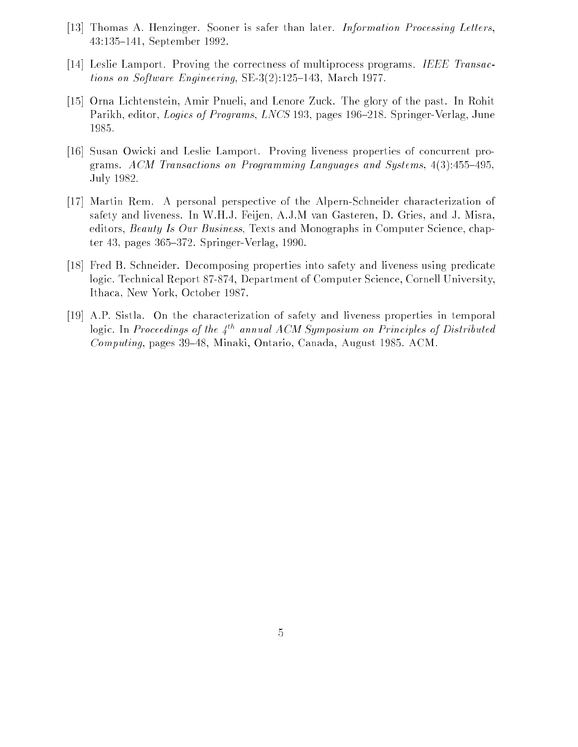[13] Thomas A. Henzinger. Sooner is safer than later. *Information Processing Letters*, 43:135–141, September 1992.

[14] Leslie Lamport. Proving the correctness of multiprocess programs. *IEEE Transactions on Software Engineering*, SE-3(2):125–143, March 1977.

[15] Orna Lichtenstein, Amir Pnueli, and Lenore Zuck. The glory of the past. In Rohit Parikh, editor, *Logics of Programs*, *LNCS* 193, pages 196–218. Springer-Verlag, June 1985.

[16] Susan Owicki and Leslie Lamport. Proving liveness properties of concurrent programs. *ACM Transactions on Programming Languages and Systems*, 4(3):455–495, July 1982.

[17] Martin Rem. A personal perspective of the Alpern-Schneider characterization of safety and liveness. In W.H.J. Feijen, A.J.M van Gasteren, D. Gries, and J. Misra, editors, *Beauty Is Our Business*, Texts and Monographs in Computer Science, chapter 43, pages 365–372. Springer-Verlag, 1990.

[18] Fred B. Schneider. Decomposing properties into safety and liveness using predicate logic. Technical Report 87-874, Department of Computer Science, Cornell University, Ithaca, New York, October 1987.

[19] A.P. Sistla. On the characterization of safety and liveness properties in temporal logic. In *Proceedings of the 4th annual ACM Symposium on Principles of Distributed Computing*, pages 39–48, Minaki, Ontario, Canada, August 1985. ACM.